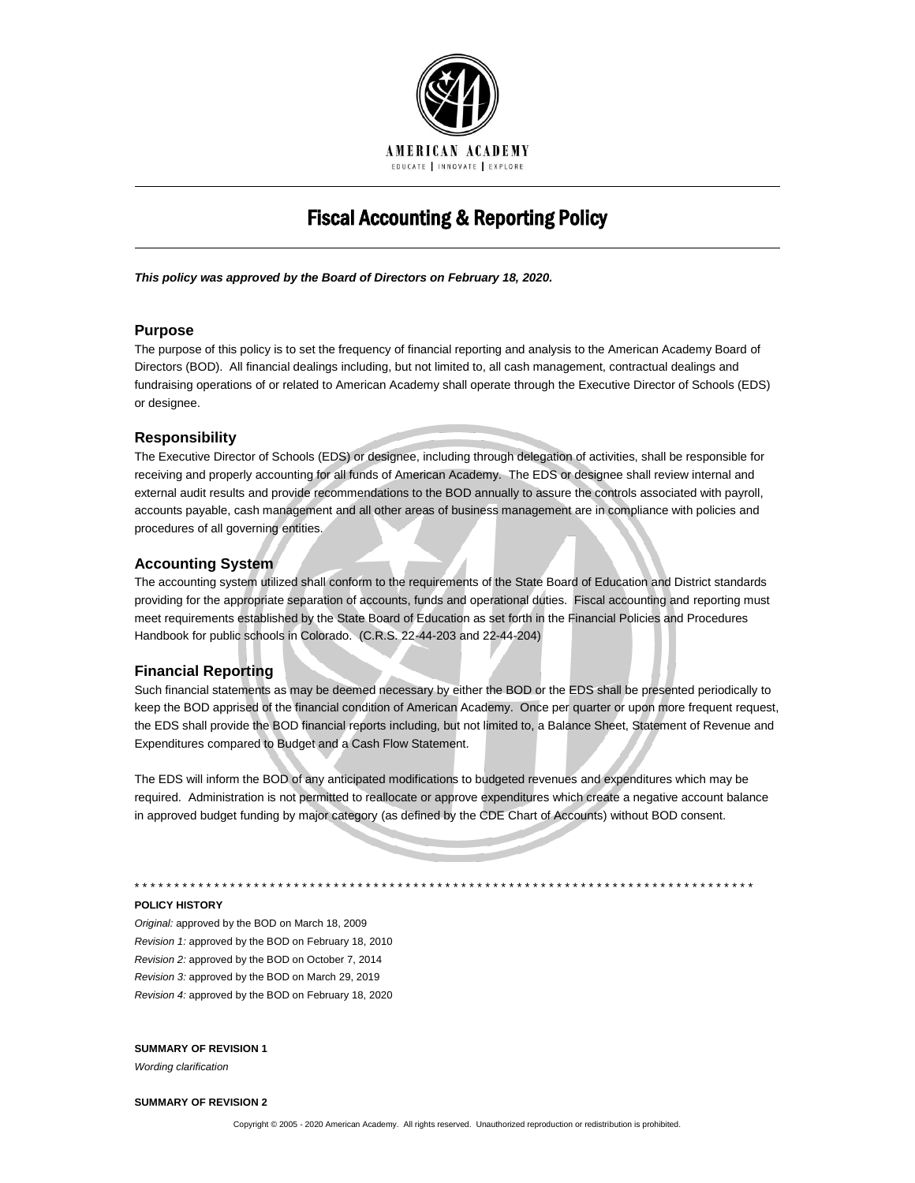AMERICAN ACADEMY

EDUCATE | INNOVATE | EXPLORE

# Fiscal Accounting & Reporting Policy

***This policy was approved by the Board of Directors on February 18, 2020.***

## Purpose

The purpose of this policy is to set the frequency of financial reporting and analysis to the American Academy Board of Directors (BOD). All financial dealings including, but not limited to, all cash management, contractual dealings and fundraising operations of or related to American Academy shall operate through the Executive Director of Schools (EDS) or designee.

## Responsibility

The Executive Director of Schools (EDS) or designee, including through delegation of activities, shall be responsible for receiving and properly accounting for all funds of American Academy. The EDS or designee shall review internal and external audit results and provide recommendations to the BOD annually to assure the controls associated with payroll, accounts payable, cash management and all other areas of business management are in compliance with policies and procedures of all governing entities.

## Accounting System

The accounting system utilized shall conform to the requirements of the State Board of Education and District standards providing for the appropriate separation of accounts, funds and operational duties. Fiscal accounting and reporting must meet requirements established by the State Board of Education as set forth in the Financial Policies and Procedures Handbook for public schools in Colorado. (C.R.S. 22-44-203 and 22-44-204)

## Financial Reporting

Such financial statements as may be deemed necessary by either the BOD or the EDS shall be presented periodically to keep the BOD apprised of the financial condition of American Academy. Once per quarter or upon more frequent request, the EDS shall provide the BOD financial reports including, but not limited to, a Balance Sheet, Statement of Revenue and Expenditures compared to Budget and a Cash Flow Statement.

The EDS will inform the BOD of any anticipated modifications to budgeted revenues and expenditures which may be required. Administration is not permitted to reallocate or approve expenditures which create a negative account balance in approved budget funding by major category (as defined by the CDE Chart of Accounts) without BOD consent.

* * * * * * * * * * * * * * * * * * * * * * * * * * * * * * * * * * * * * * * * * * * * * * * * * * * * * * * * * * * * * * * * * * * * * * * * * * * * * * *

**POLICY HISTORY**

*Original:* approved by the BOD on March 18, 2009
*Revision 1:* approved by the BOD on February 18, 2010
*Revision 2:* approved by the BOD on October 7, 2014
*Revision 3:* approved by the BOD on March 29, 2019
*Revision 4:* approved by the BOD on February 18, 2020

**SUMMARY OF REVISION 1**

*Wording clarification*

**SUMMARY OF REVISION 2**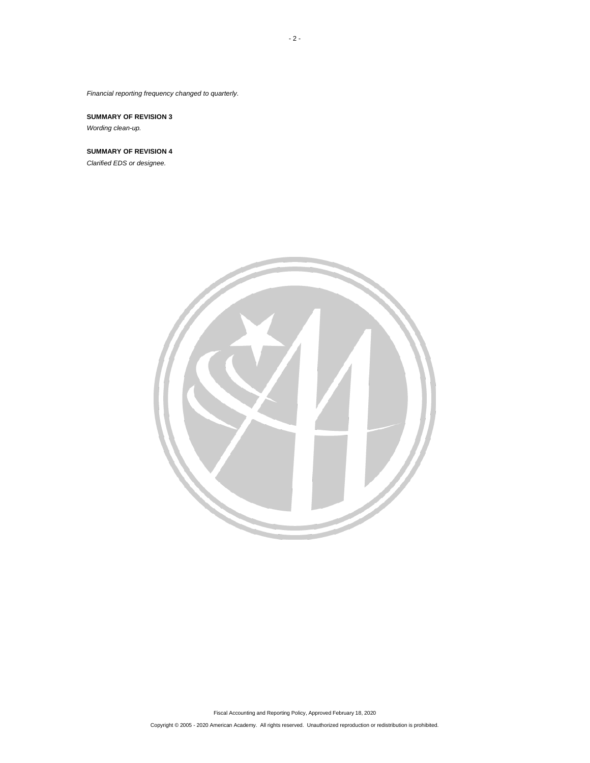*Financial reporting frequency changed to quarterly.*

**SUMMARY OF REVISION 3**

*Wording clean-up.*

**SUMMARY OF REVISION 4**

*Clarified EDS or designee.*